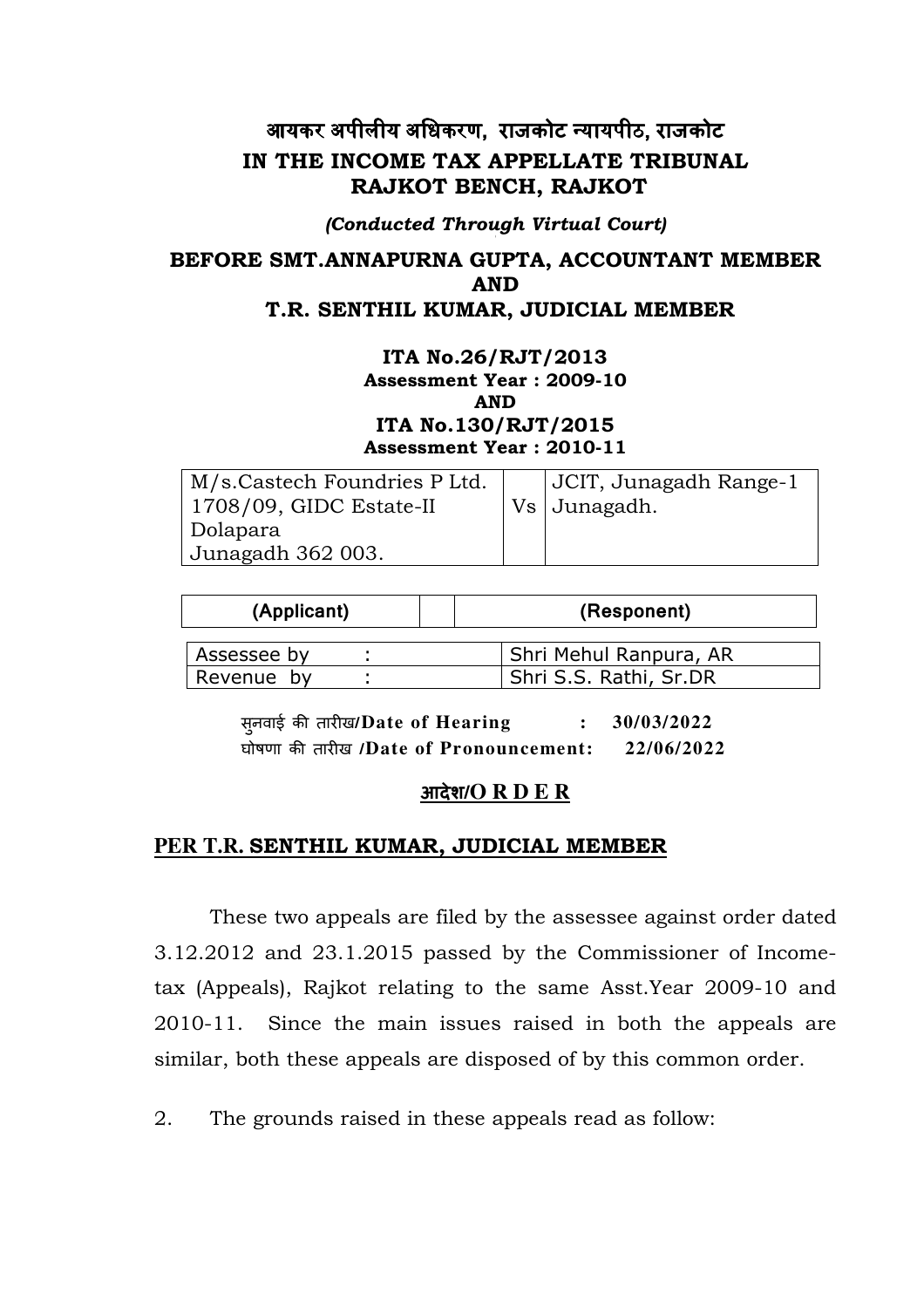# आयकर अपीलीय अधिकरण, राजकोट न्यायपीठ, राजकोट
# IN THE INCOME TAX APPELLATE TRIBUNAL RAJKOT BENCH, RAJKOT

*(Conducted Through Virtual Court)*

### BEFORE SMT.ANNAPURNA GUPTA, ACCOUNTANT MEMBER AND T.R. SENTHIL KUMAR, JUDICIAL MEMBER

**ITA No.26/RJT/2013**
**Assessment Year : 2009-10**
**AND**
**ITA No.130/RJT/2015**
**Assessment Year : 2010-11**

| | | |
|---|---|---|
| M/s.Castech Foundries P Ltd.<br>1708/09, GIDC Estate-II<br>Dolapara<br>Junagadh 362 003. | Vs | JCIT, Junagadh Range-1<br>Junagadh. |

| (Applicant) | | (Respondent) |
|---|---|---|

| | | |
|---|---|---|
| Assessee by | : | Shri Mehul Ranpura, AR |
| Revenue by | : | Shri S.S. Rathi, Sr.DR |

सुनवाई की तारीख/**Date of Hearing : 30/03/2022**
घोषणा की तारीख /**Date of Pronouncement: 22/06/2022**

**आदेश/O R D E R**

**PER T.R. SENTHIL KUMAR, JUDICIAL MEMBER**

These two appeals are filed by the assessee against order dated 3.12.2012 and 23.1.2015 passed by the Commissioner of Income-tax (Appeals), Rajkot relating to the same Asst.Year 2009-10 and 2010-11. Since the main issues raised in both the appeals are similar, both these appeals are disposed of by this common order.

2. The grounds raised in these appeals read as follow: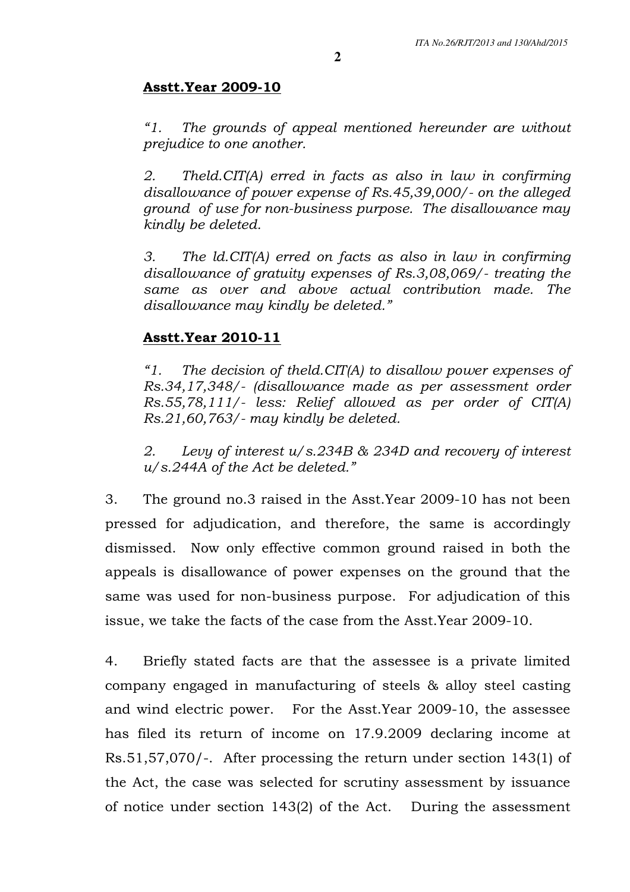**Asstt.Year 2009-10**

*"1. The grounds of appeal mentioned hereunder are without prejudice to one another.*

*2. Theld.CIT(A) erred in facts as also in law in confirming disallowance of power expense of Rs.45,39,000/- on the alleged ground of use for non-business purpose. The disallowance may kindly be deleted.*

*3. The ld.CIT(A) erred on facts as also in law in confirming disallowance of gratuity expenses of Rs.3,08,069/- treating the same as over and above actual contribution made. The disallowance may kindly be deleted."*

**Asstt.Year 2010-11**

*"1. The decision of theld.CIT(A) to disallow power expenses of Rs.34,17,348/- (disallowance made as per assessment order Rs.55,78,111/- less: Relief allowed as per order of CIT(A) Rs.21,60,763/- may kindly be deleted.*

*2. Levy of interest u/s.234B & 234D and recovery of interest u/s.244A of the Act be deleted."*

3. The ground no.3 raised in the Asst.Year 2009-10 has not been pressed for adjudication, and therefore, the same is accordingly dismissed. Now only effective common ground raised in both the appeals is disallowance of power expenses on the ground that the same was used for non-business purpose. For adjudication of this issue, we take the facts of the case from the Asst.Year 2009-10.

4. Briefly stated facts are that the assessee is a private limited company engaged in manufacturing of steels & alloy steel casting and wind electric power. For the Asst.Year 2009-10, the assessee has filed its return of income on 17.9.2009 declaring income at Rs.51,57,070/-. After processing the return under section 143(1) of the Act, the case was selected for scrutiny assessment by issuance of notice under section 143(2) of the Act. During the assessment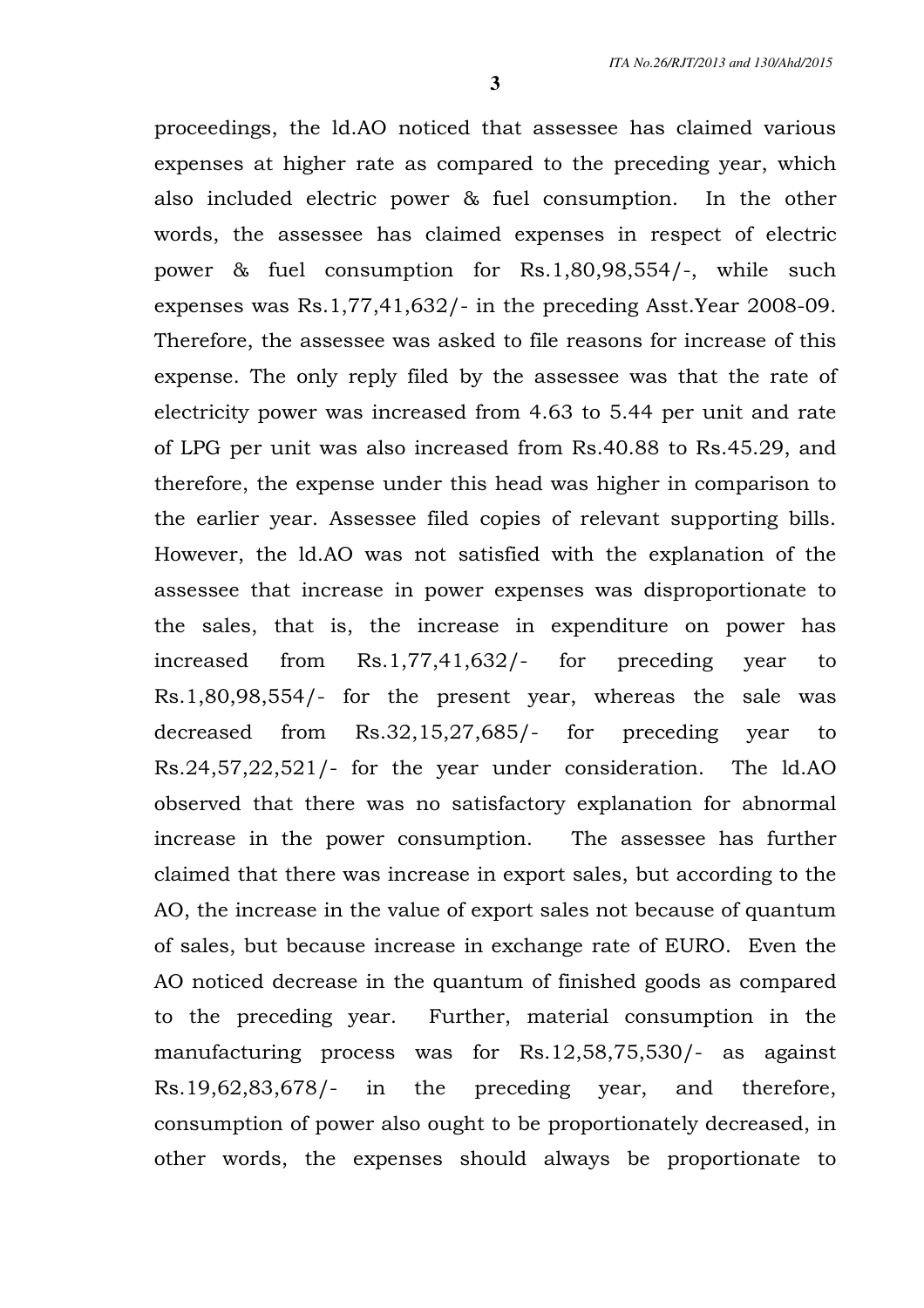proceedings, the ld.AO noticed that assessee has claimed various expenses at higher rate as compared to the preceding year, which also included electric power & fuel consumption. In the other words, the assessee has claimed expenses in respect of electric power & fuel consumption for Rs.1,80,98,554/-, while such expenses was Rs.1,77,41,632/- in the preceding Asst.Year 2008-09. Therefore, the assessee was asked to file reasons for increase of this expense. The only reply filed by the assessee was that the rate of electricity power was increased from 4.63 to 5.44 per unit and rate of LPG per unit was also increased from Rs.40.88 to Rs.45.29, and therefore, the expense under this head was higher in comparison to the earlier year. Assessee filed copies of relevant supporting bills. However, the ld.AO was not satisfied with the explanation of the assessee that increase in power expenses was disproportionate to the sales, that is, the increase in expenditure on power has increased from Rs.1,77,41,632/- for preceding year to Rs.1,80,98,554/- for the present year, whereas the sale was decreased from Rs.32,15,27,685/- for preceding year to Rs.24,57,22,521/- for the year under consideration. The ld.AO observed that there was no satisfactory explanation for abnormal increase in the power consumption. The assessee has further claimed that there was increase in export sales, but according to the AO, the increase in the value of export sales not because of quantum of sales, but because increase in exchange rate of EURO. Even the AO noticed decrease in the quantum of finished goods as compared to the preceding year. Further, material consumption in the manufacturing process was for Rs.12,58,75,530/- as against Rs.19,62,83,678/- in the preceding year, and therefore, consumption of power also ought to be proportionately decreased, in other words, the expenses should always be proportionate to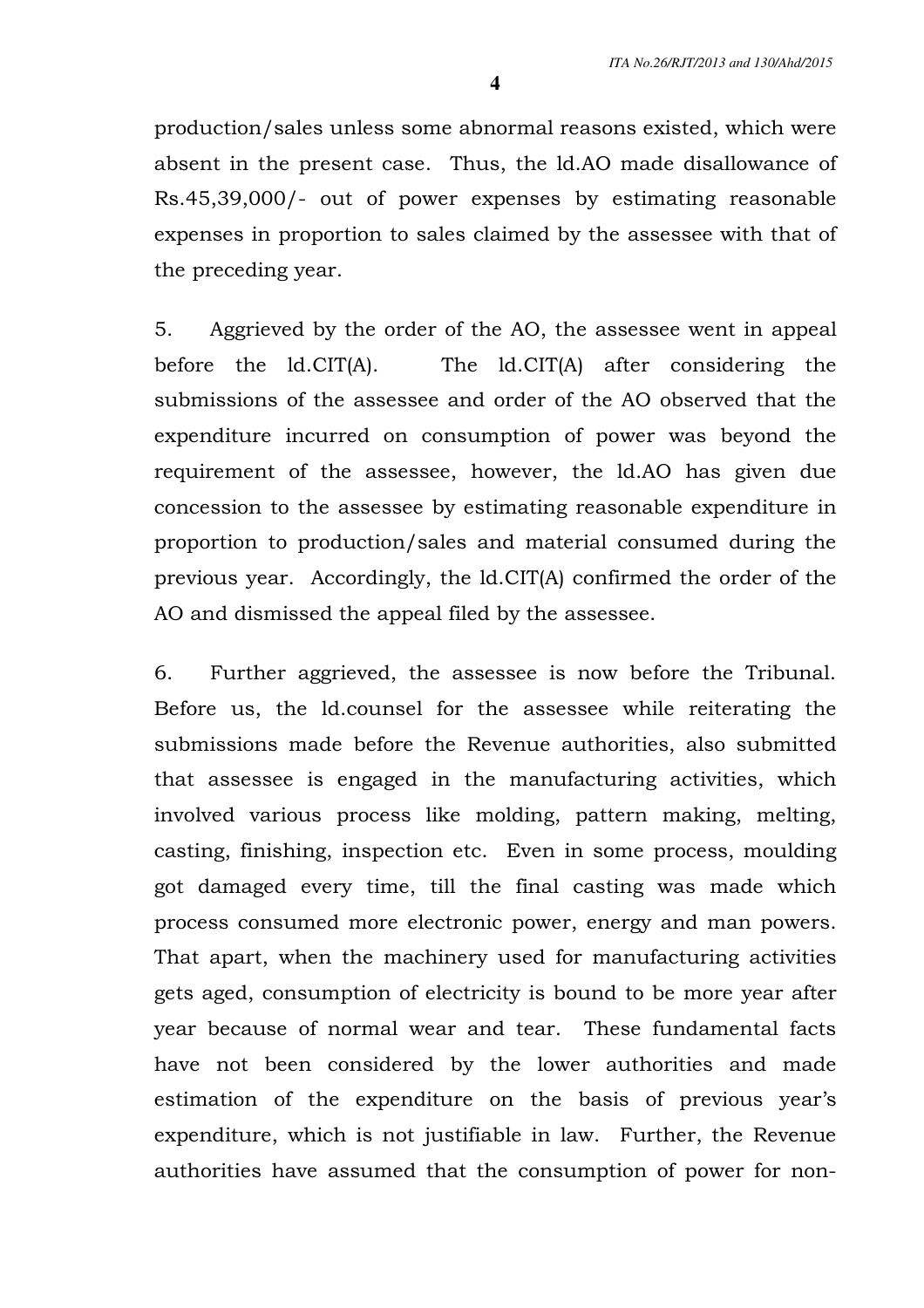production/sales unless some abnormal reasons existed, which were absent in the present case. Thus, the ld.AO made disallowance of Rs.45,39,000/- out of power expenses by estimating reasonable expenses in proportion to sales claimed by the assessee with that of the preceding year.

5. Aggrieved by the order of the AO, the assessee went in appeal before the ld.CIT(A). The ld.CIT(A) after considering the submissions of the assessee and order of the AO observed that the expenditure incurred on consumption of power was beyond the requirement of the assessee, however, the ld.AO has given due concession to the assessee by estimating reasonable expenditure in proportion to production/sales and material consumed during the previous year. Accordingly, the ld.CIT(A) confirmed the order of the AO and dismissed the appeal filed by the assessee.

6. Further aggrieved, the assessee is now before the Tribunal. Before us, the ld.counsel for the assessee while reiterating the submissions made before the Revenue authorities, also submitted that assessee is engaged in the manufacturing activities, which involved various process like molding, pattern making, melting, casting, finishing, inspection etc. Even in some process, moulding got damaged every time, till the final casting was made which process consumed more electronic power, energy and man powers. That apart, when the machinery used for manufacturing activities gets aged, consumption of electricity is bound to be more year after year because of normal wear and tear. These fundamental facts have not been considered by the lower authorities and made estimation of the expenditure on the basis of previous year's expenditure, which is not justifiable in law. Further, the Revenue authorities have assumed that the consumption of power for non-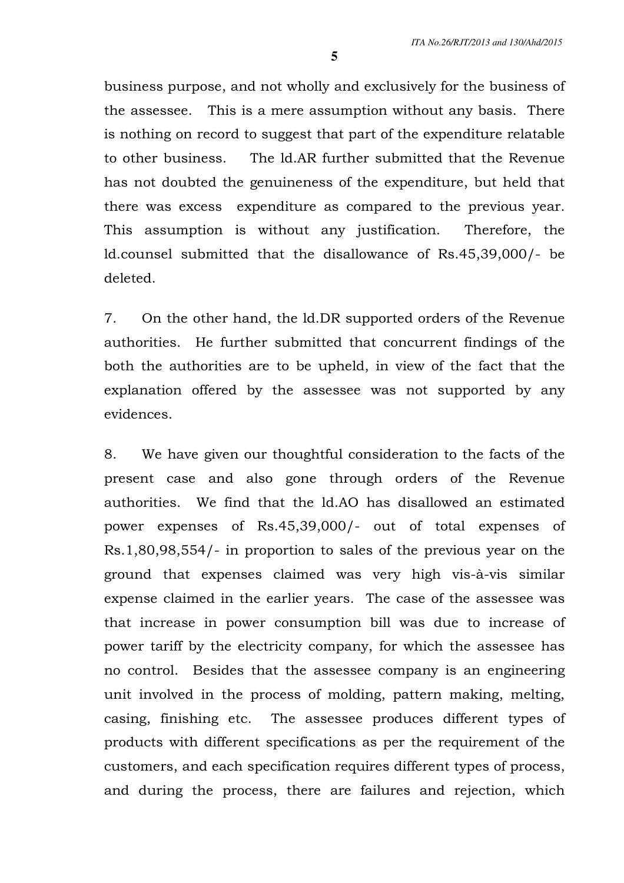business purpose, and not wholly and exclusively for the business of the assessee. This is a mere assumption without any basis. There is nothing on record to suggest that part of the expenditure relatable to other business. The ld.AR further submitted that the Revenue has not doubted the genuineness of the expenditure, but held that there was excess expenditure as compared to the previous year. This assumption is without any justification. Therefore, the ld.counsel submitted that the disallowance of Rs.45,39,000/- be deleted.

7. On the other hand, the ld.DR supported orders of the Revenue authorities. He further submitted that concurrent findings of the both the authorities are to be upheld, in view of the fact that the explanation offered by the assessee was not supported by any evidences.

8. We have given our thoughtful consideration to the facts of the present case and also gone through orders of the Revenue authorities. We find that the ld.AO has disallowed an estimated power expenses of Rs.45,39,000/- out of total expenses of Rs.1,80,98,554/- in proportion to sales of the previous year on the ground that expenses claimed was very high vis-à-vis similar expense claimed in the earlier years. The case of the assessee was that increase in power consumption bill was due to increase of power tariff by the electricity company, for which the assessee has no control. Besides that the assessee company is an engineering unit involved in the process of molding, pattern making, melting, casing, finishing etc. The assessee produces different types of products with different specifications as per the requirement of the customers, and each specification requires different types of process, and during the process, there are failures and rejection, which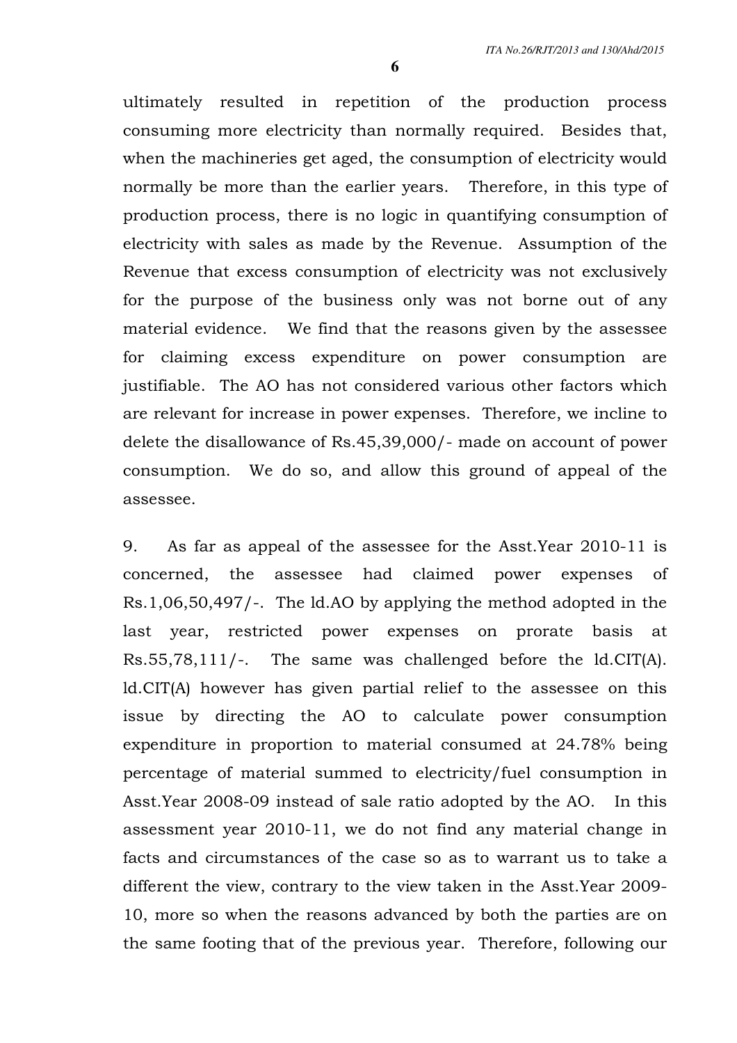ultimately resulted in repetition of the production process consuming more electricity than normally required. Besides that, when the machineries get aged, the consumption of electricity would normally be more than the earlier years. Therefore, in this type of production process, there is no logic in quantifying consumption of electricity with sales as made by the Revenue. Assumption of the Revenue that excess consumption of electricity was not exclusively for the purpose of the business only was not borne out of any material evidence. We find that the reasons given by the assessee for claiming excess expenditure on power consumption are justifiable. The AO has not considered various other factors which are relevant for increase in power expenses. Therefore, we incline to delete the disallowance of Rs.45,39,000/- made on account of power consumption. We do so, and allow this ground of appeal of the assessee.

9. As far as appeal of the assessee for the Asst.Year 2010-11 is concerned, the assessee had claimed power expenses of Rs.1,06,50,497/-. The ld.AO by applying the method adopted in the last year, restricted power expenses on prorate basis at Rs.55,78,111/-. The same was challenged before the ld.CIT(A). ld.CIT(A) however has given partial relief to the assessee on this issue by directing the AO to calculate power consumption expenditure in proportion to material consumed at 24.78% being percentage of material summed to electricity/fuel consumption in Asst.Year 2008-09 instead of sale ratio adopted by the AO. In this assessment year 2010-11, we do not find any material change in facts and circumstances of the case so as to warrant us to take a different the view, contrary to the view taken in the Asst.Year 2009-10, more so when the reasons advanced by both the parties are on the same footing that of the previous year. Therefore, following our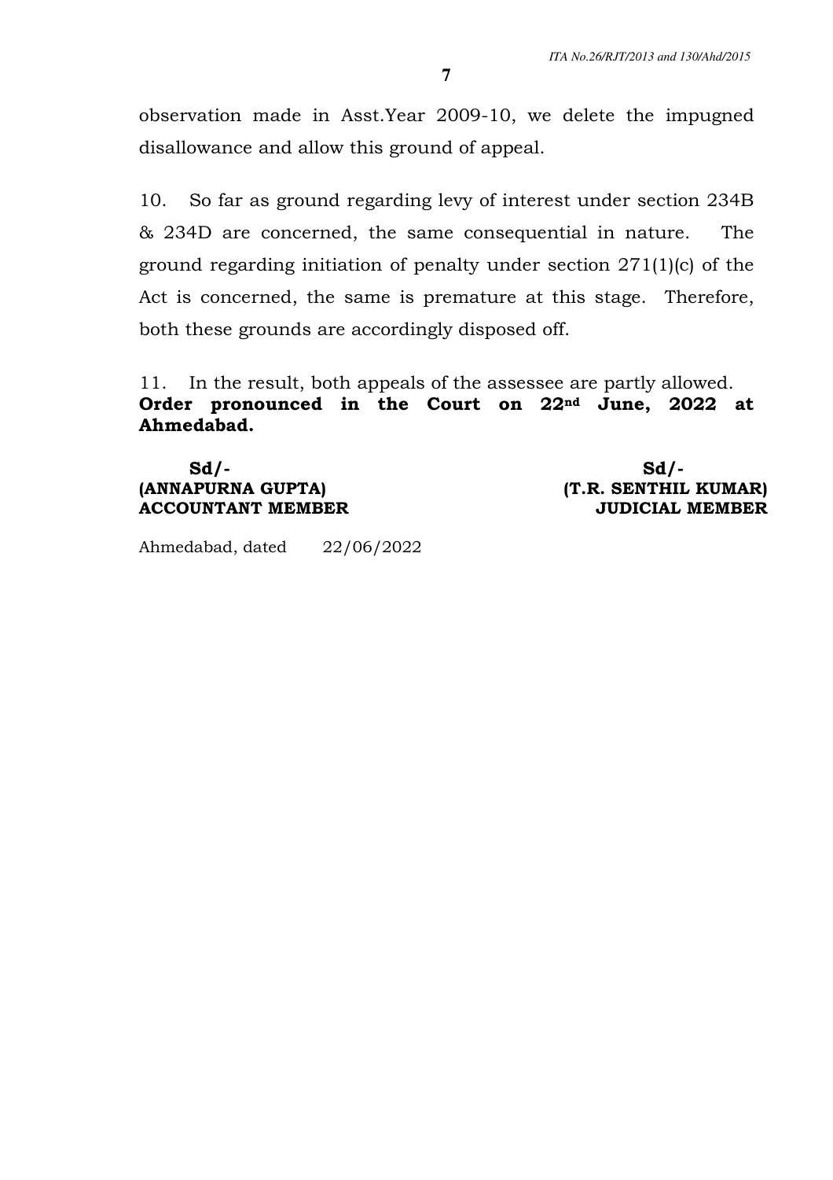observation made in Asst.Year 2009-10, we delete the impugned disallowance and allow this ground of appeal.

10. So far as ground regarding levy of interest under section 234B & 234D are concerned, the same consequential in nature. The ground regarding initiation of penalty under section 271(1)(c) of the Act is concerned, the same is premature at this stage. Therefore, both these grounds are accordingly disposed off.

11. In the result, both appeals of the assessee are partly allowed.

**Order pronounced in the Court on 22nd June, 2022 at Ahmedabad.**

| | |
|---|---|
| **Sd/-** | **Sd/-** |
| **(ANNAPURNA GUPTA)** | **(T.R. SENTHIL KUMAR)** |
| **ACCOUNTANT MEMBER** | **JUDICIAL MEMBER** |

Ahmedabad, dated 22/06/2022